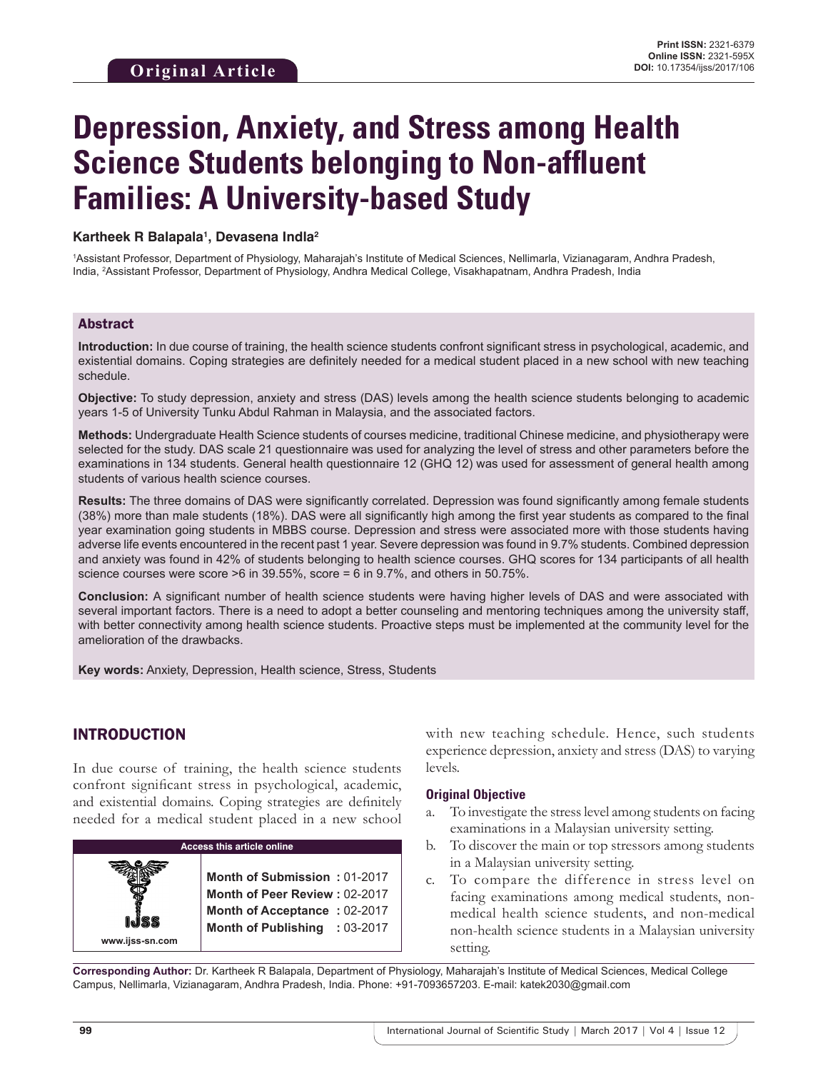**Original Article**

**Print ISSN:** 2321-6379
**Online ISSN:** 2321-595X
**DOI:** 10.17354/ijss/2017/106

# Depression, Anxiety, and Stress among Health Science Students belonging to Non-affluent Families: A University-based Study

**Kartheek R Balapala[1], Devasena Indla[2]**

[1]Assistant Professor, Department of Physiology, Maharajah's Institute of Medical Sciences, Nellimarla, Vizianagaram, Andhra Pradesh, India, [2]Assistant Professor, Department of Physiology, Andhra Medical College, Visakhapatnam, Andhra Pradesh, India

## Abstract

**Introduction:** In due course of training, the health science students confront significant stress in psychological, academic, and existential domains. Coping strategies are definitely needed for a medical student placed in a new school with new teaching schedule.

**Objective:** To study depression, anxiety and stress (DAS) levels among the health science students belonging to academic years 1-5 of University Tunku Abdul Rahman in Malaysia, and the associated factors.

**Methods:** Undergraduate Health Science students of courses medicine, traditional Chinese medicine, and physiotherapy were selected for the study. DAS scale 21 questionnaire was used for analyzing the level of stress and other parameters before the examinations in 134 students. General health questionnaire 12 (GHQ 12) was used for assessment of general health among students of various health science courses.

**Results:** The three domains of DAS were significantly correlated. Depression was found significantly among female students (38%) more than male students (18%). DAS were all significantly high among the first year students as compared to the final year examination going students in MBBS course. Depression and stress were associated more with those students having adverse life events encountered in the recent past 1 year. Severe depression was found in 9.7% students. Combined depression and anxiety was found in 42% of students belonging to health science courses. GHQ scores for 134 participants of all health science courses were score >6 in 39.55%, score = 6 in 9.7%, and others in 50.75%.

**Conclusion:** A significant number of health science students were having higher levels of DAS and were associated with several important factors. There is a need to adopt a better counseling and mentoring techniques among the university staff, with better connectivity among health science students. Proactive steps must be implemented at the community level for the amelioration of the drawbacks.

**Key words:** Anxiety, Depression, Health science, Stress, Students

## INTRODUCTION

In due course of training, the health science students confront significant stress in psychological, academic, and existential domains. Coping strategies are definitely needed for a medical student placed in a new school with new teaching schedule. Hence, such students experience depression, anxiety and stress (DAS) to varying levels.

| Access this article online | |
|---|---|
| www.ijss-sn.com | **Month of Submission :** 01-2017<br>**Month of Peer Review :** 02-2017<br>**Month of Acceptance :** 02-2017<br>**Month of Publishing :** 03-2017 |

### Original Objective

a. To investigate the stress level among students on facing examinations in a Malaysian university setting.
b. To discover the main or top stressors among students in a Malaysian university setting.
c. To compare the difference in stress level on facing examinations among medical students, non-medical health science students, and non-medical non-health science students in a Malaysian university setting.

**Corresponding Author:** Dr. Kartheek R Balapala, Department of Physiology, Maharajah's Institute of Medical Sciences, Medical College Campus, Nellimarla, Vizianagaram, Andhra Pradesh, India. Phone: +91-7093657203. E-mail: katek2030@gmail.com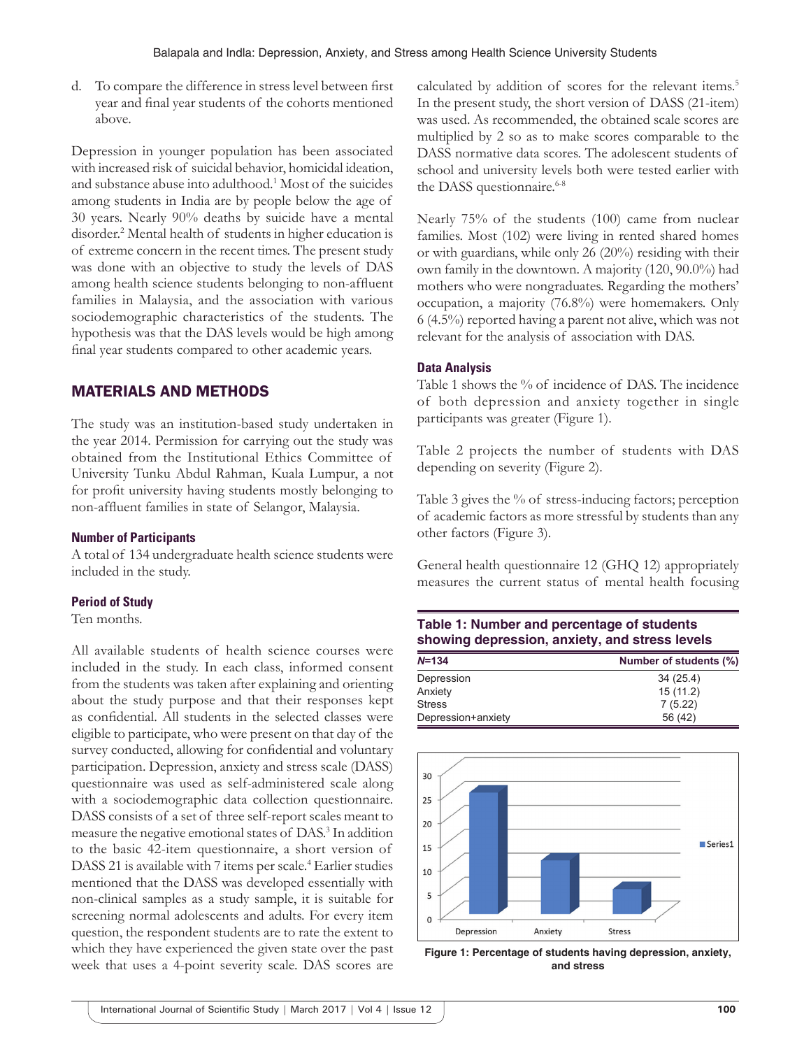d. To compare the difference in stress level between first year and final year students of the cohorts mentioned above.

Depression in younger population has been associated with increased risk of suicidal behavior, homicidal ideation, and substance abuse into adulthood.[1] Most of the suicides among students in India are by people below the age of 30 years. Nearly 90% deaths by suicide have a mental disorder.[2] Mental health of students in higher education is of extreme concern in the recent times. The present study was done with an objective to study the levels of DAS among health science students belonging to non-affluent families in Malaysia, and the association with various sociodemographic characteristics of the students. The hypothesis was that the DAS levels would be high among final year students compared to other academic years.

## MATERIALS AND METHODS

The study was an institution-based study undertaken in the year 2014. Permission for carrying out the study was obtained from the Institutional Ethics Committee of University Tunku Abdul Rahman, Kuala Lumpur, a not for profit university having students mostly belonging to non-affluent families in state of Selangor, Malaysia.

### Number of Participants

A total of 134 undergraduate health science students were included in the study.

### Period of Study

Ten months.

All available students of health science courses were included in the study. In each class, informed consent from the students was taken after explaining and orienting about the study purpose and that their responses kept as confidential. All students in the selected classes were eligible to participate, who were present on that day of the survey conducted, allowing for confidential and voluntary participation. Depression, anxiety and stress scale (DASS) questionnaire was used as self-administered scale along with a sociodemographic data collection questionnaire. DASS consists of a set of three self-report scales meant to measure the negative emotional states of DAS.[3] In addition to the basic 42-item questionnaire, a short version of DASS 21 is available with 7 items per scale.[4] Earlier studies mentioned that the DASS was developed essentially with non-clinical samples as a study sample, it is suitable for screening normal adolescents and adults. For every item question, the respondent students are to rate the extent to which they have experienced the given state over the past week that uses a 4-point severity scale. DAS scores are calculated by addition of scores for the relevant items.[5] In the present study, the short version of DASS (21-item) was used. As recommended, the obtained scale scores are multiplied by 2 so as to make scores comparable to the DASS normative data scores. The adolescent students of school and university levels both were tested earlier with the DASS questionnaire.[6-8]

Nearly 75% of the students (100) came from nuclear families. Most (102) were living in rented shared homes or with guardians, while only 26 (20%) residing with their own family in the downtown. A majority (120, 90.0%) had mothers who were nongraduates. Regarding the mothers' occupation, a majority (76.8%) were homemakers. Only 6 (4.5%) reported having a parent not alive, which was not relevant for the analysis of association with DAS.

### Data Analysis

Table 1 shows the % of incidence of DAS. The incidence of both depression and anxiety together in single participants was greater (Figure 1).

Table 2 projects the number of students with DAS depending on severity (Figure 2).

Table 3 gives the % of stress-inducing factors; perception of academic factors as more stressful by students than any other factors (Figure 3).

General health questionnaire 12 (GHQ 12) appropriately measures the current status of mental health focusing

**Table 1: Number and percentage of students showing depression, anxiety, and stress levels**

| *N*=134 | Number of students (%) |
|---|---|
| Depression | 34 (25.4) |
| Anxiety | 15 (11.2) |
| Stress | 7 (5.22) |
| Depression+anxiety | 56 (42) |

**Figure 1: Percentage of students having depression, anxiety, and stress**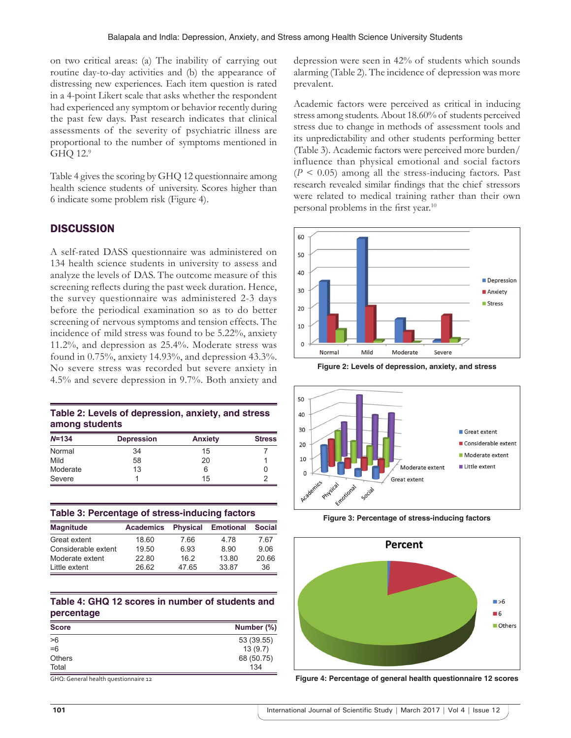on two critical areas: (a) The inability of carrying out routine day-to-day activities and (b) the appearance of distressing new experiences. Each item question is rated in a 4-point Likert scale that asks whether the respondent had experienced any symptom or behavior recently during the past few days. Past research indicates that clinical assessments of the severity of psychiatric illness are proportional to the number of symptoms mentioned in GHQ 12.[9]

Table 4 gives the scoring by GHQ 12 questionnaire among health science students of university. Scores higher than 6 indicate some problem risk (Figure 4).

## DISCUSSION

A self-rated DASS questionnaire was administered on 134 health science students in university to assess and analyze the levels of DAS. The outcome measure of this screening reflects during the past week duration. Hence, the survey questionnaire was administered 2-3 days before the periodical examination so as to do better screening of nervous symptoms and tension effects. The incidence of mild stress was found to be 5.22%, anxiety 11.2%, and depression as 25.4%. Moderate stress was found in 0.75%, anxiety 14.93%, and depression 43.3%. No severe stress was recorded but severe anxiety in 4.5% and severe depression in 9.7%. Both anxiety and depression were seen in 42% of students which sounds alarming (Table 2). The incidence of depression was more prevalent.

Academic factors were perceived as critical in inducing stress among students. About 18.60% of students perceived stress due to change in methods of assessment tools and its unpredictability and other students performing better (Table 3). Academic factors were perceived more burden/influence than physical emotional and social factors ($P < 0.05$) among all the stress-inducing factors. Past research revealed similar findings that the chief stressors were related to medical training rather than their own personal problems in the first year.[10]

**Table 2: Levels of depression, anxiety, and stress among students**

| *N*=134 | Depression | Anxiety | Stress |
|---|---|---|---|
| Normal | 34 | 15 | 7 |
| Mild | 58 | 20 | 1 |
| Moderate | 13 | 6 | 0 |
| Severe | 1 | 15 | 2 |

**Table 3: Percentage of stress-inducing factors**

| Magnitude | Academics | Physical | Emotional | Social |
|---|---|---|---|---|
| Great extent | 18.60 | 7.66 | 4.78 | 7.67 |
| Considerable extent | 19.50 | 6.93 | 8.90 | 9.06 |
| Moderate extent | 22.80 | 16.2 | 13.80 | 20.66 |
| Little extent | 26.62 | 47.65 | 33.87 | 36 |

**Table 4: GHQ 12 scores in number of students and percentage**

| Score | Number (%) |
|---|---|
| >6 | 53 (39.55) |
| =6 | 13 (9.7) |
| Others | 68 (50.75) |
| Total | 134 |

GHQ: General health questionnaire 12

**Figure 2: Levels of depression, anxiety, and stress**

**Figure 3: Percentage of stress-inducing factors**

**Figure 4: Percentage of general health questionnaire 12 scores**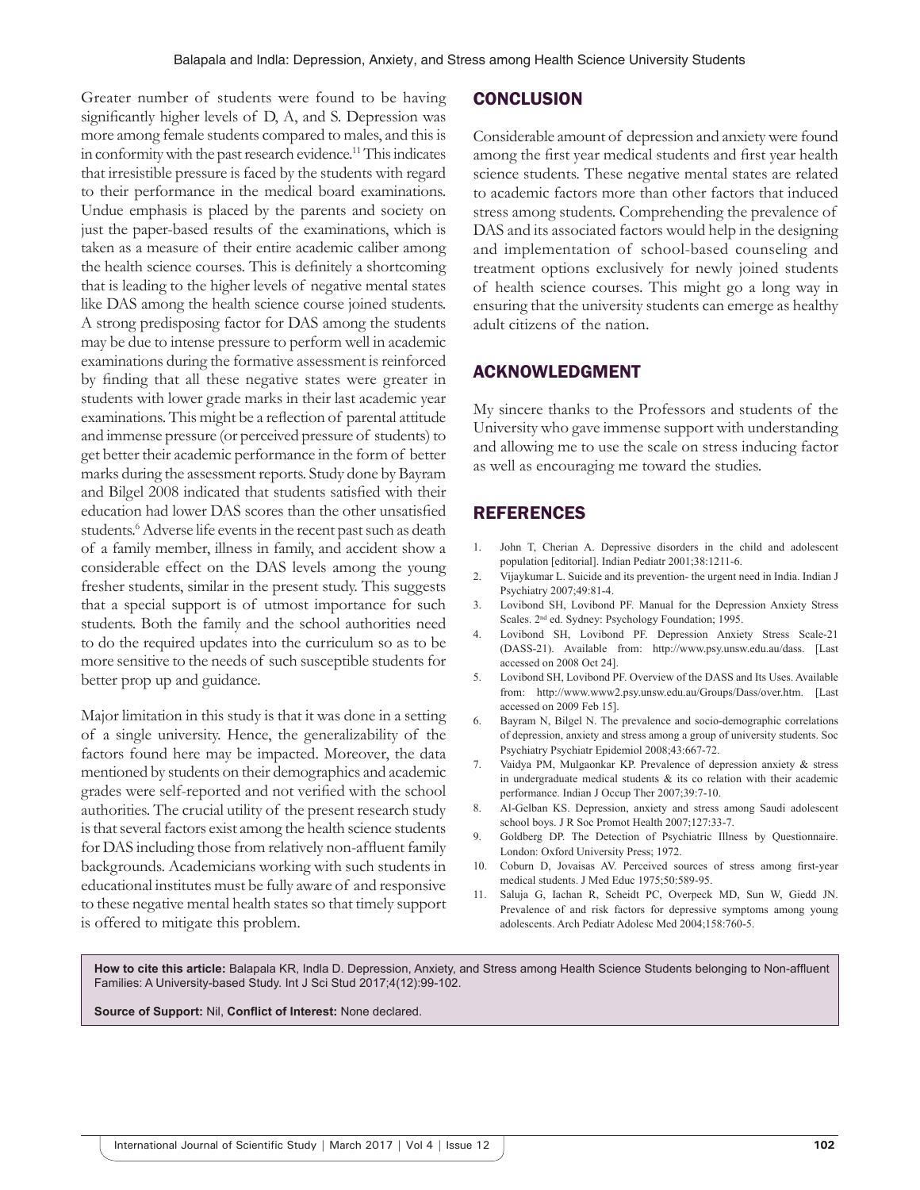Greater number of students were found to be having significantly higher levels of D, A, and S. Depression was more among female students compared to males, and this is in conformity with the past research evidence.[11] This indicates that irresistible pressure is faced by the students with regard to their performance in the medical board examinations. Undue emphasis is placed by the parents and society on just the paper-based results of the examinations, which is taken as a measure of their entire academic caliber among the health science courses. This is definitely a shortcoming that is leading to the higher levels of negative mental states like DAS among the health science course joined students. A strong predisposing factor for DAS among the students may be due to intense pressure to perform well in academic examinations during the formative assessment is reinforced by finding that all these negative states were greater in students with lower grade marks in their last academic year examinations. This might be a reflection of parental attitude and immense pressure (or perceived pressure of students) to get better their academic performance in the form of better marks during the assessment reports. Study done by Bayram and Bilgel 2008 indicated that students satisfied with their education had lower DAS scores than the other unsatisfied students.[6] Adverse life events in the recent past such as death of a family member, illness in family, and accident show a considerable effect on the DAS levels among the young fresher students, similar in the present study. This suggests that a special support is of utmost importance for such students. Both the family and the school authorities need to do the required updates into the curriculum so as to be more sensitive to the needs of such susceptible students for better prop up and guidance.

Major limitation in this study is that it was done in a setting of a single university. Hence, the generalizability of the factors found here may be impacted. Moreover, the data mentioned by students on their demographics and academic grades were self-reported and not verified with the school authorities. The crucial utility of the present research study is that several factors exist among the health science students for DAS including those from relatively non-affluent family backgrounds. Academicians working with such students in educational institutes must be fully aware of and responsive to these negative mental health states so that timely support is offered to mitigate this problem.

## CONCLUSION

Considerable amount of depression and anxiety were found among the first year medical students and first year health science students. These negative mental states are related to academic factors more than other factors that induced stress among students. Comprehending the prevalence of DAS and its associated factors would help in the designing and implementation of school-based counseling and treatment options exclusively for newly joined students of health science courses. This might go a long way in ensuring that the university students can emerge as healthy adult citizens of the nation.

## ACKNOWLEDGMENT

My sincere thanks to the Professors and students of the University who gave immense support with understanding and allowing me to use the scale on stress inducing factor as well as encouraging me toward the studies.

## REFERENCES

1. John T, Cherian A. Depressive disorders in the child and adolescent population [editorial]. Indian Pediatr 2001;38:1211-6.
2. Vijaykumar L. Suicide and its prevention- the urgent need in India. Indian J Psychiatry 2007;49:81-4.
3. Lovibond SH, Lovibond PF. Manual for the Depression Anxiety Stress Scales. 2nd ed. Sydney: Psychology Foundation; 1995.
4. Lovibond SH, Lovibond PF. Depression Anxiety Stress Scale-21 (DASS-21). Available from: http://www.psy.unsw.edu.au/dass. [Last accessed on 2008 Oct 24].
5. Lovibond SH, Lovibond PF. Overview of the DASS and Its Uses. Available from: http://www.www2.psy.unsw.edu.au/Groups/Dass/over.htm. [Last accessed on 2009 Feb 15].
6. Bayram N, Bilgel N. The prevalence and socio-demographic correlations of depression, anxiety and stress among a group of university students. Soc Psychiatry Psychiatr Epidemiol 2008;43:667-72.
7. Vaidya PM, Mulgaonkar KP. Prevalence of depression anxiety & stress in undergraduate medical students & its co relation with their academic performance. Indian J Occup Ther 2007;39:7-10.
8. Al-Gelban KS. Depression, anxiety and stress among Saudi adolescent school boys. J R Soc Promot Health 2007;127:33-7.
9. Goldberg DP. The Detection of Psychiatric Illness by Questionnaire. London: Oxford University Press; 1972.
10. Coburn D, Jovaisas AV. Perceived sources of stress among first-year medical students. J Med Educ 1975;50:589-95.
11. Saluja G, Iachan R, Scheidt PC, Overpeck MD, Sun W, Giedd JN. Prevalence of and risk factors for depressive symptoms among young adolescents. Arch Pediatr Adolesc Med 2004;158:760-5.

**How to cite this article:** Balapala KR, Indla D. Depression, Anxiety, and Stress among Health Science Students belonging to Non-affluent Families: A University-based Study. Int J Sci Stud 2017;4(12):99-102.

**Source of Support:** Nil, **Conflict of Interest:** None declared.